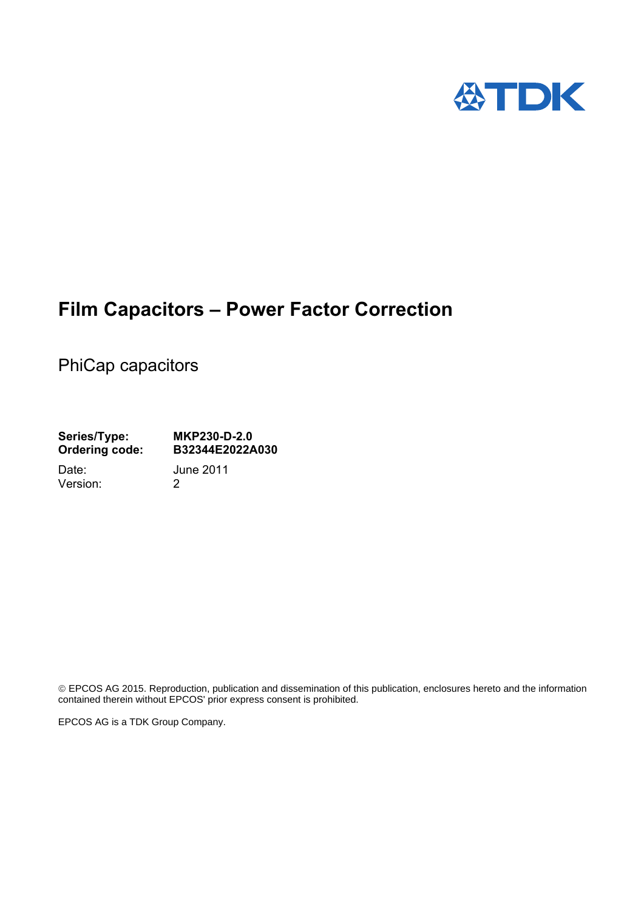# Film Capacitors – Power Factor Correction

PhiCap capacitors

**Series/Type:** **MKP230-D-2.0**
**Ordering code:** **B32344E2022A030**

Date: June 2011
Version: 2

© EPCOS AG 2015. Reproduction, publication and dissemination of this publication, enclosures hereto and the information contained therein without EPCOS' prior express consent is prohibited.

EPCOS AG is a TDK Group Company.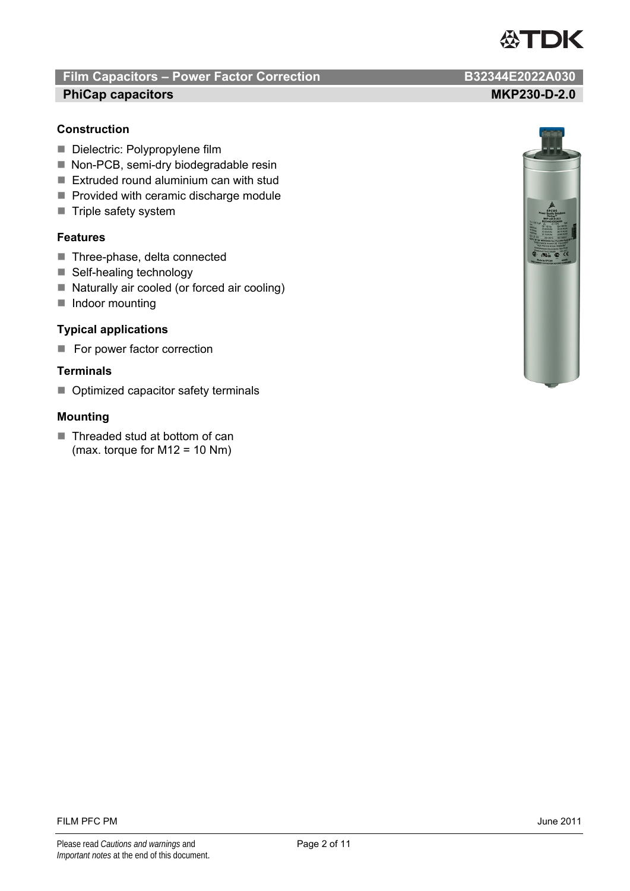# Film Capacitors – Power Factor Correction B32344E2022A030

## PhiCap capacitors MKP230-D-2.0

### Construction

- Dielectric: Polypropylene film
- Non-PCB, semi-dry biodegradable resin
- Extruded round aluminium can with stud
- Provided with ceramic discharge module
- Triple safety system

### Features

- Three-phase, delta connected
- Self-healing technology
- Naturally air cooled (or forced air cooling)
- Indoor mounting

### Typical applications

- For power factor correction

### Terminals

- Optimized capacitor safety terminals

### Mounting

- Threaded stud at bottom of can
  (max. torque for M12 = 10 Nm)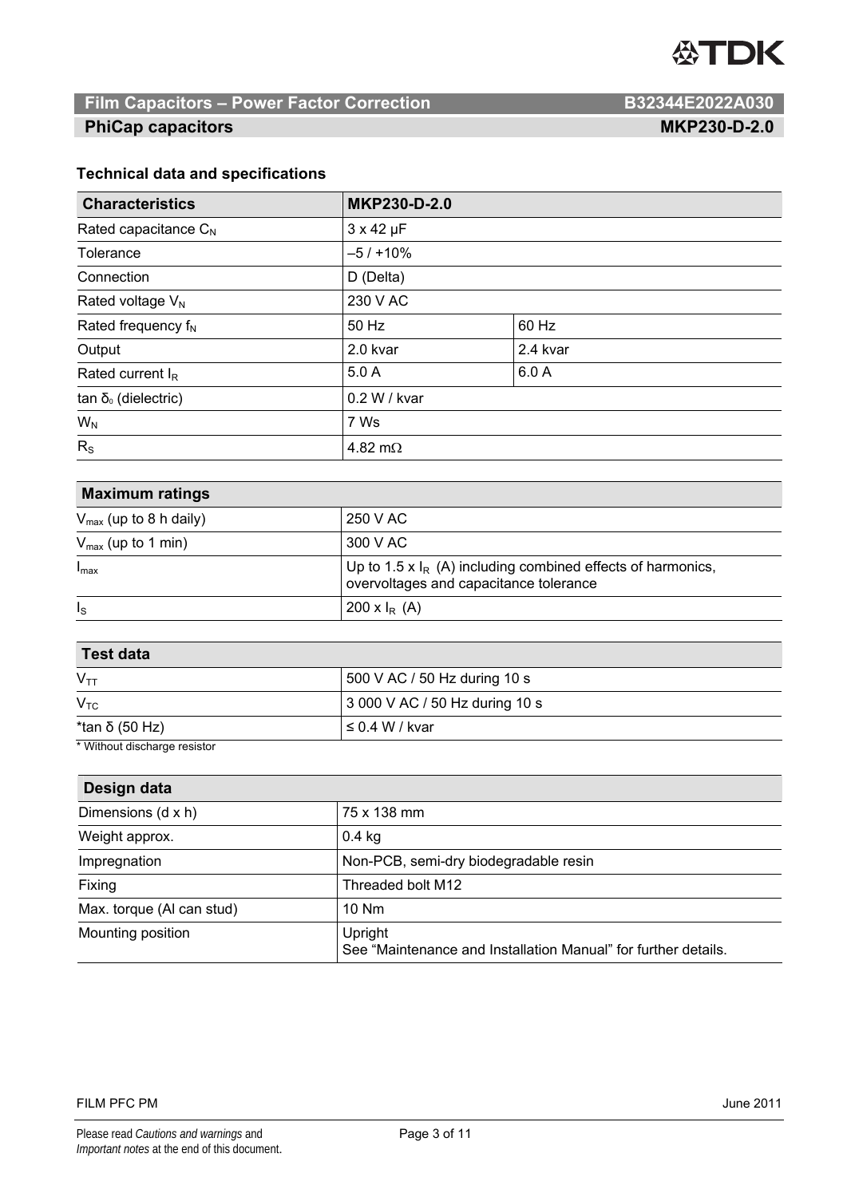## Film Capacitors – Power Factor Correction — B32344E2022A030

## PhiCap capacitors — MKP230-D-2.0

### Technical data and specifications

| Characteristics | MKP230-D-2.0 | |
|---|---|---|
| Rated capacitance $C_N$ | 3 x 42 µF | |
| Tolerance | –5 / +10% | |
| Connection | D (Delta) | |
| Rated voltage $V_N$ | 230 V AC | |
| Rated frequency $f_N$ | 50 Hz | 60 Hz |
| Output | 2.0 kvar | 2.4 kvar |
| Rated current $I_R$ | 5.0 A | 6.0 A |
| tan $\delta_0$ (dielectric) | 0.2 W / kvar | |
| $W_N$ | 7 Ws | |
| $R_S$ | 4.82 mΩ | |

| Maximum ratings | |
|---|---|
| $V_{max}$ (up to 8 h daily) | 250 V AC |
| $V_{max}$ (up to 1 min) | 300 V AC |
| $I_{max}$ | Up to 1.5 x $I_R$ (A) including combined effects of harmonics, overvoltages and capacitance tolerance |
| $I_S$ | 200 x $I_R$ (A) |

| Test data | |
|---|---|
| $V_{TT}$ | 500 V AC / 50 Hz during 10 s |
| $V_{TC}$ | 3 000 V AC / 50 Hz during 10 s |
| *tan δ (50 Hz) | ≤ 0.4 W / kvar |

* Without discharge resistor

| Design data | |
|---|---|
| Dimensions (d x h) | 75 x 138 mm |
| Weight approx. | 0.4 kg |
| Impregnation | Non-PCB, semi-dry biodegradable resin |
| Fixing | Threaded bolt M12 |
| Max. torque (Al can stud) | 10 Nm |
| Mounting position | Upright<br>See "Maintenance and Installation Manual" for further details. |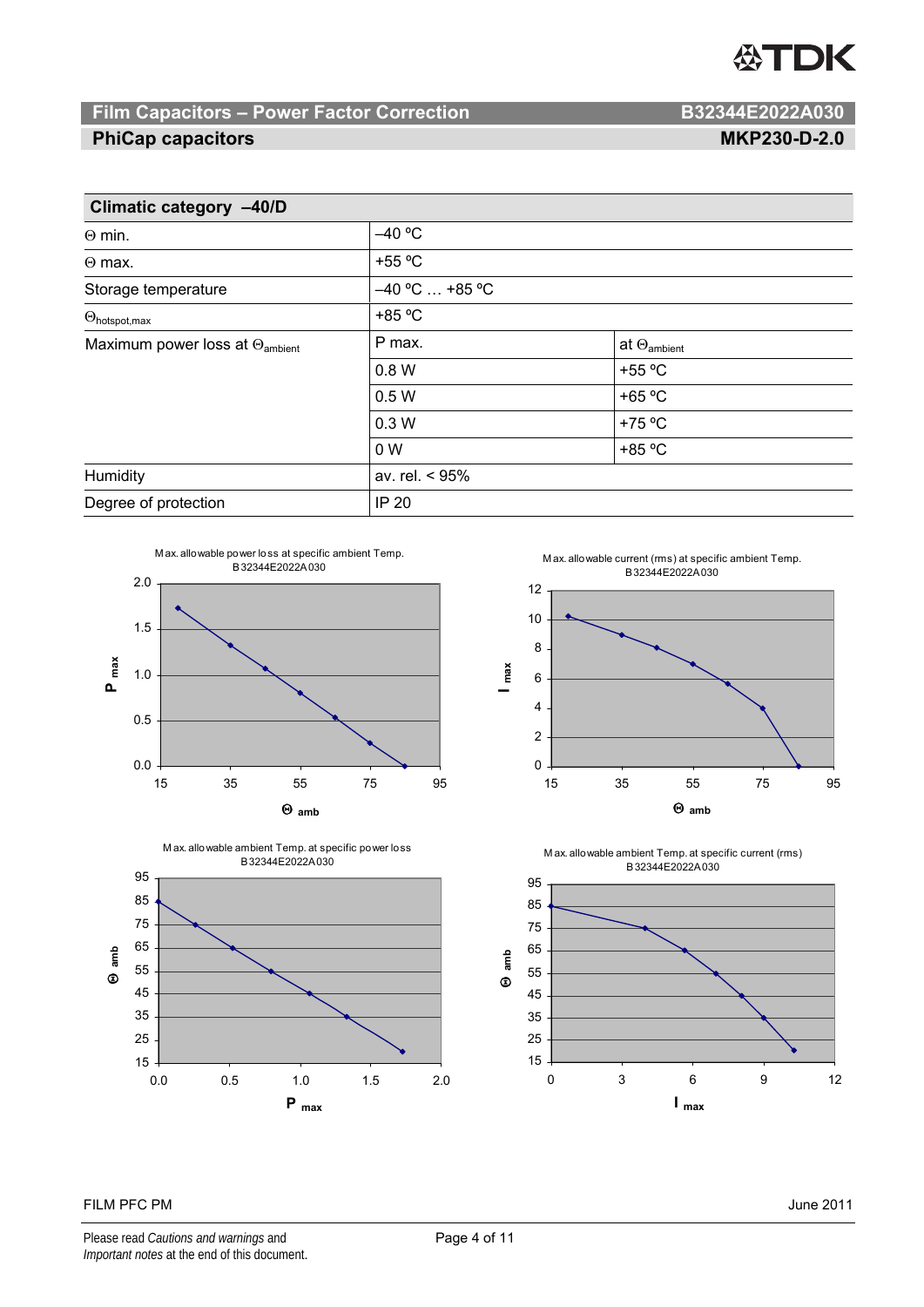# Film Capacitors – Power Factor Correction

## PhiCap capacitors

**B32344E2022A030**

**MKP230-D-2.0**

| **Climatic category –40/D** | | |
|---|---|---|
| Θ min. | –40 °C | |
| Θ max. | +55 °C | |
| Storage temperature | –40 °C … +85 °C | |
| $\Theta_{hotspot,max}$ | +85 °C | |
| Maximum power loss at $\Theta_{ambient}$ | P max. | at $\Theta_{ambient}$ |
| | 0.8 W | +55 °C |
| | 0.5 W | +65 °C |
| | 0.3 W | +75 °C |
| | 0 W | +85 °C |
| Humidity | av. rel. < 95% | |
| Degree of protection | IP 20 | |

Max. allowable power loss at specific ambient Temp.
B32344E2022A030

Max. allowable current (rms) at specific ambient Temp.
B32344E2022A030

Max. allowable ambient Temp. at specific power loss
B32344E2022A030

Max. allowable ambient Temp. at specific current (rms)
B32344E2022A030

FILM PFC PM

June 2011

Please read *Cautions and warnings* and *Important notes* at the end of this document.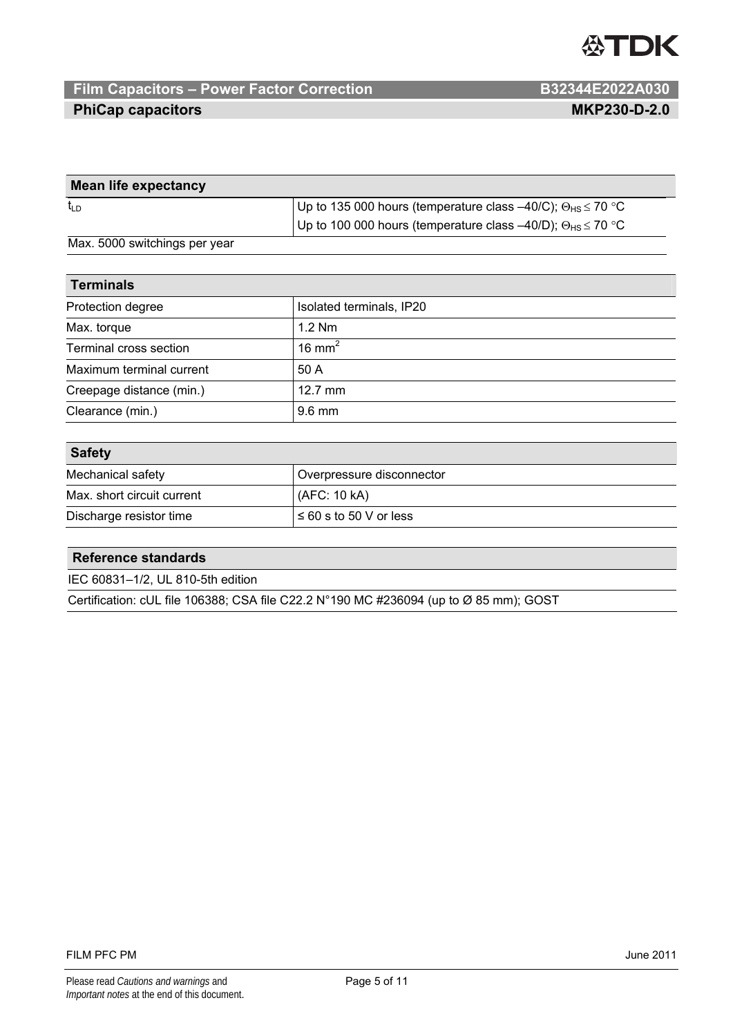| Mean life expectancy | |
|---|---|
| $t_{LD}$ | Up to 135 000 hours (temperature class –40/C); $\Theta_{HS} \leq 70$ °C |
| | Up to 100 000 hours (temperature class –40/D); $\Theta_{HS} \leq 70$ °C |
| Max. 5000 switchings per year | |

| Terminals | |
|---|---|
| Protection degree | Isolated terminals, IP20 |
| Max. torque | 1.2 Nm |
| Terminal cross section | 16 mm$^2$ |
| Maximum terminal current | 50 A |
| Creepage distance (min.) | 12.7 mm |
| Clearance (min.) | 9.6 mm |

| Safety | |
|---|---|
| Mechanical safety | Overpressure disconnector |
| Max. short circuit current | (AFC: 10 kA) |
| Discharge resistor time | ≤ 60 s to 50 V or less |

| Reference standards |
|---|
| IEC 60831–1/2, UL 810-5th edition |
| Certification: cUL file 106388; CSA file C22.2 N°190 MC #236094 (up to Ø 85 mm); GOST |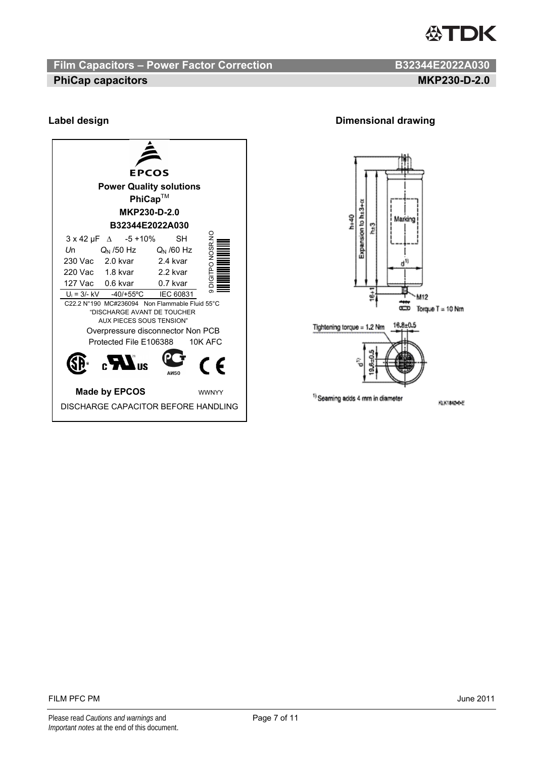## Film Capacitors – Power Factor Correction — B32344E2022A030

## PhiCap capacitors — MKP230-D-2.0

### Label design

EPCOS

**Power Quality solutions**

**PhiCap**™

**MKP230-D-2.0**

**B32344E2022A030**

| 3 x 42 µF Δ | -5 +10% | SH |
|---|---|---|
| *U*n | $Q_N$ /50 Hz | $Q_N$ /60 Hz |
| 230 Vac | 2.0 kvar | 2.4 kvar |
| 220 Vac | 1.8 kvar | 2.2 kvar |
| 127 Vac | 0.6 kvar | 0.7 kvar |
| $U_i$ = 3/- kV | -40/+55ºC | IEC 60831 |

9 DIGITPO NOSR NO

C22.2 N°190 MC#236094 Non Flammable Fluid 55°C

"DISCHARGE AVANT DE TOUCHER AUX PIECES SOUS TENSION"

Overpressure disconnector Non PCB

Protected File E106388 10K AFC

АИ50

**Made by EPCOS** WWNYY

DISCHARGE CAPACITOR BEFORE HANDLING

### Dimensional drawing

h+40, Expansion to h±3+α, h±3, Marking, d[1], 16+1, M12, Torque T = 10 Nm

Tightening torque = 1.2 Nm, 16.8±0.5, d[1], 19.6±0.5

[1] Seaming adds 4 mm in diameter

KLK1842-0-E

FILM PFC PM — June 2011

Please read *Cautions and warnings* and *Important notes* at the end of this document.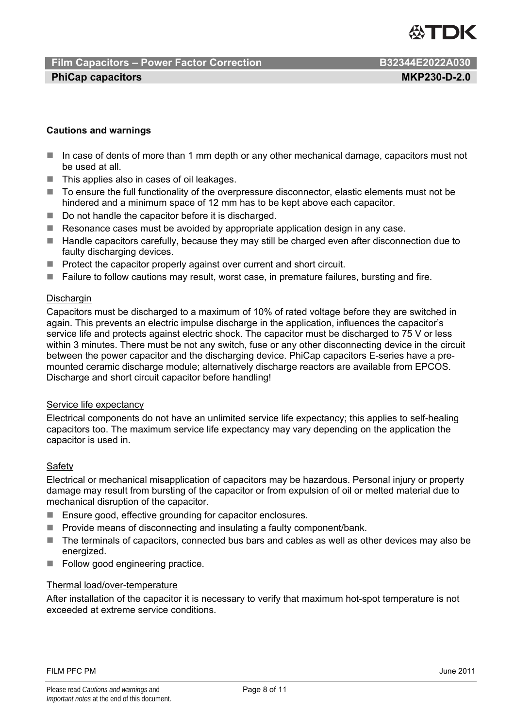**Cautions and warnings**

- In case of dents of more than 1 mm depth or any other mechanical damage, capacitors must not be used at all.
- This applies also in cases of oil leakages.
- To ensure the full functionality of the overpressure disconnector, elastic elements must not be hindered and a minimum space of 12 mm has to be kept above each capacitor.
- Do not handle the capacitor before it is discharged.
- Resonance cases must be avoided by appropriate application design in any case.
- Handle capacitors carefully, because they may still be charged even after disconnection due to faulty discharging devices.
- Protect the capacitor properly against over current and short circuit.
- Failure to follow cautions may result, worst case, in premature failures, bursting and fire.

Dischargin

Capacitors must be discharged to a maximum of 10% of rated voltage before they are switched in again. This prevents an electric impulse discharge in the application, influences the capacitor's service life and protects against electric shock. The capacitor must be discharged to 75 V or less within 3 minutes. There must be not any switch, fuse or any other disconnecting device in the circuit between the power capacitor and the discharging device. PhiCap capacitors E-series have a pre-mounted ceramic discharge module; alternatively discharge reactors are available from EPCOS. Discharge and short circuit capacitor before handling!

Service life expectancy

Electrical components do not have an unlimited service life expectancy; this applies to self-healing capacitors too. The maximum service life expectancy may vary depending on the application the capacitor is used in.

Safety

Electrical or mechanical misapplication of capacitors may be hazardous. Personal injury or property damage may result from bursting of the capacitor or from expulsion of oil or melted material due to mechanical disruption of the capacitor.

- Ensure good, effective grounding for capacitor enclosures.
- Provide means of disconnecting and insulating a faulty component/bank.
- The terminals of capacitors, connected bus bars and cables as well as other devices may also be energized.
- Follow good engineering practice.

Thermal load/over-temperature

After installation of the capacitor it is necessary to verify that maximum hot-spot temperature is not exceeded at extreme service conditions.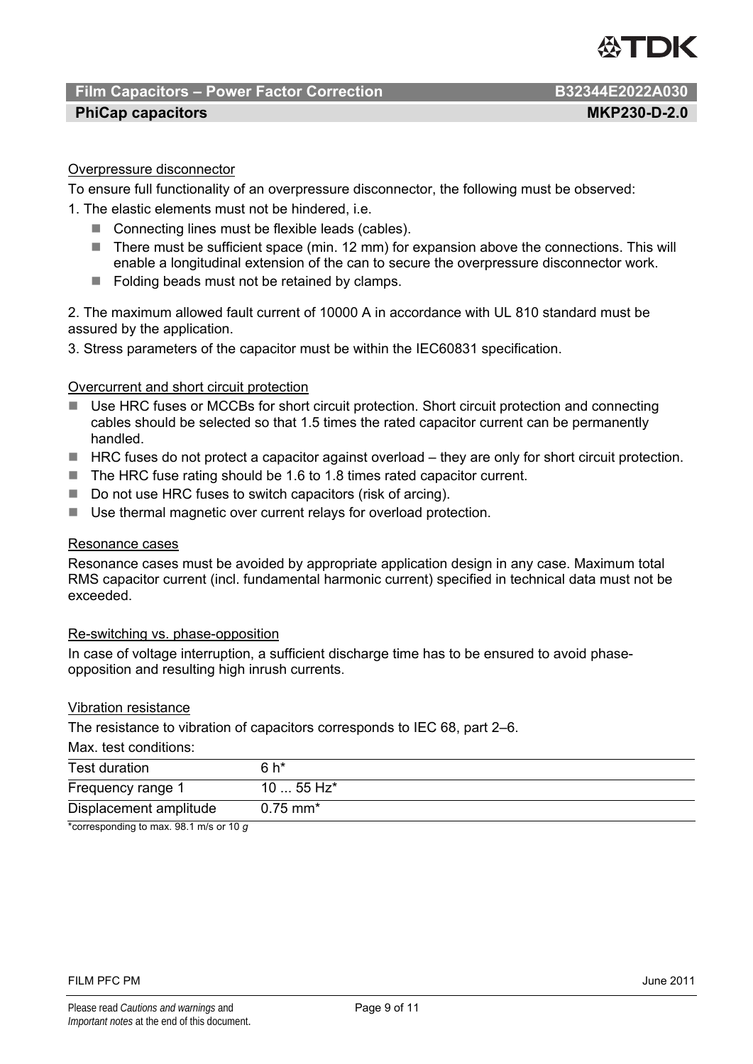## Overpressure disconnector

To ensure full functionality of an overpressure disconnector, the following must be observed:

1. The elastic elements must not be hindered, i.e.
   - Connecting lines must be flexible leads (cables).
   - There must be sufficient space (min. 12 mm) for expansion above the connections. This will enable a longitudinal extension of the can to secure the overpressure disconnector work.
   - Folding beads must not be retained by clamps.

2. The maximum allowed fault current of 10000 A in accordance with UL 810 standard must be assured by the application.

3. Stress parameters of the capacitor must be within the IEC60831 specification.

## Overcurrent and short circuit protection

- Use HRC fuses or MCCBs for short circuit protection. Short circuit protection and connecting cables should be selected so that 1.5 times the rated capacitor current can be permanently handled.
- HRC fuses do not protect a capacitor against overload – they are only for short circuit protection.
- The HRC fuse rating should be 1.6 to 1.8 times rated capacitor current.
- Do not use HRC fuses to switch capacitors (risk of arcing).
- Use thermal magnetic over current relays for overload protection.

## Resonance cases

Resonance cases must be avoided by appropriate application design in any case. Maximum total RMS capacitor current (incl. fundamental harmonic current) specified in technical data must not be exceeded.

## Re-switching vs. phase-opposition

In case of voltage interruption, a sufficient discharge time has to be ensured to avoid phase-opposition and resulting high inrush currents.

## Vibration resistance

The resistance to vibration of capacitors corresponds to IEC 68, part 2–6.

Max. test conditions:

| | |
|---|---|
| Test duration | 6 h* |
| Frequency range 1 | 10 ... 55 Hz* |
| Displacement amplitude | 0.75 mm* |

*corresponding to max. 98.1 m/s or 10 *g*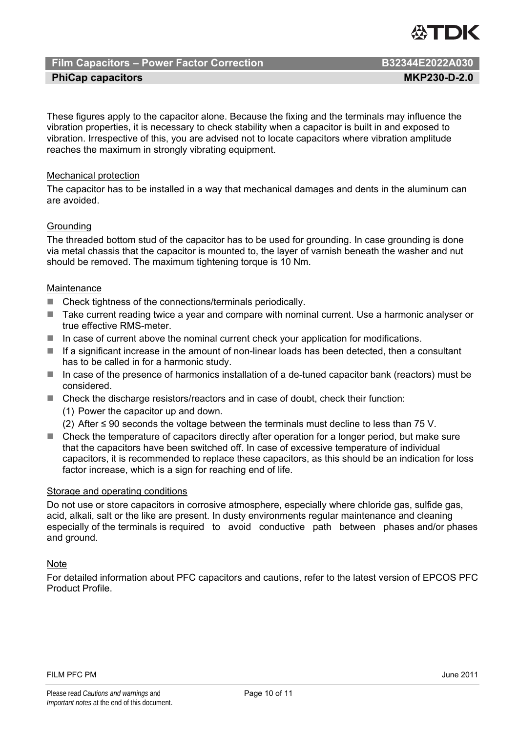These figures apply to the capacitor alone. Because the fixing and the terminals may influence the vibration properties, it is necessary to check stability when a capacitor is built in and exposed to vibration. Irrespective of this, you are advised not to locate capacitors where vibration amplitude reaches the maximum in strongly vibrating equipment.

<u>Mechanical protection</u>

The capacitor has to be installed in a way that mechanical damages and dents in the aluminum can are avoided.

<u>Grounding</u>

The threaded bottom stud of the capacitor has to be used for grounding. In case grounding is done via metal chassis that the capacitor is mounted to, the layer of varnish beneath the washer and nut should be removed. The maximum tightening torque is 10 Nm.

<u>Maintenance</u>

- Check tightness of the connections/terminals periodically.
- Take current reading twice a year and compare with nominal current. Use a harmonic analyser or true effective RMS-meter.
- In case of current above the nominal current check your application for modifications.
- If a significant increase in the amount of non-linear loads has been detected, then a consultant has to be called in for a harmonic study.
- In case of the presence of harmonics installation of a de-tuned capacitor bank (reactors) must be considered.
- Check the discharge resistors/reactors and in case of doubt, check their function:
  (1) Power the capacitor up and down.
  (2) After ≤ 90 seconds the voltage between the terminals must decline to less than 75 V.
- Check the temperature of capacitors directly after operation for a longer period, but make sure that the capacitors have been switched off. In case of excessive temperature of individual capacitors, it is recommended to replace these capacitors, as this should be an indication for loss factor increase, which is a sign for reaching end of life.

<u>Storage and operating conditions</u>

Do not use or store capacitors in corrosive atmosphere, especially where chloride gas, sulfide gas, acid, alkali, salt or the like are present. In dusty environments regular maintenance and cleaning especially of the terminals is required to avoid conductive path between phases and/or phases and ground.

<u>Note</u>

For detailed information about PFC capacitors and cautions, refer to the latest version of EPCOS PFC Product Profile.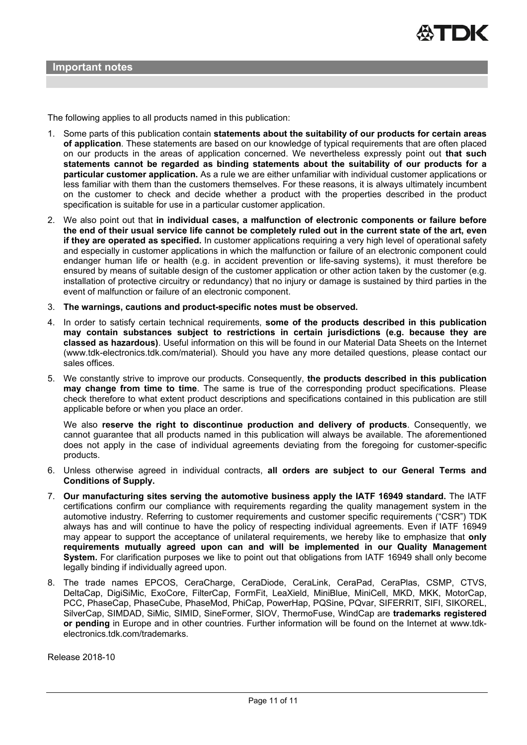## Important notes

The following applies to all products named in this publication:

1. Some parts of this publication contain **statements about the suitability of our products for certain areas of application**. These statements are based on our knowledge of typical requirements that are often placed on our products in the areas of application concerned. We nevertheless expressly point out **that such statements cannot be regarded as binding statements about the suitability of our products for a particular customer application.** As a rule we are either unfamiliar with individual customer applications or less familiar with them than the customers themselves. For these reasons, it is always ultimately incumbent on the customer to check and decide whether a product with the properties described in the product specification is suitable for use in a particular customer application.
2. We also point out that **in individual cases, a malfunction of electronic components or failure before the end of their usual service life cannot be completely ruled out in the current state of the art, even if they are operated as specified.** In customer applications requiring a very high level of operational safety and especially in customer applications in which the malfunction or failure of an electronic component could endanger human life or health (e.g. in accident prevention or life-saving systems), it must therefore be ensured by means of suitable design of the customer application or other action taken by the customer (e.g. installation of protective circuitry or redundancy) that no injury or damage is sustained by third parties in the event of malfunction or failure of an electronic component.
3. **The warnings, cautions and product-specific notes must be observed.**
4. In order to satisfy certain technical requirements, **some of the products described in this publication may contain substances subject to restrictions in certain jurisdictions (e.g. because they are classed as hazardous)**. Useful information on this will be found in our Material Data Sheets on the Internet (www.tdk-electronics.tdk.com/material). Should you have any more detailed questions, please contact our sales offices.
5. We constantly strive to improve our products. Consequently, **the products described in this publication may change from time to time**. The same is true of the corresponding product specifications. Please check therefore to what extent product descriptions and specifications contained in this publication are still applicable before or when you place an order.

   We also **reserve the right to discontinue production and delivery of products**. Consequently, we cannot guarantee that all products named in this publication will always be available. The aforementioned does not apply in the case of individual agreements deviating from the foregoing for customer-specific products.
6. Unless otherwise agreed in individual contracts, **all orders are subject to our General Terms and Conditions of Supply.**
7. **Our manufacturing sites serving the automotive business apply the IATF 16949 standard.** The IATF certifications confirm our compliance with requirements regarding the quality management system in the automotive industry. Referring to customer requirements and customer specific requirements ("CSR") TDK always has and will continue to have the policy of respecting individual agreements. Even if IATF 16949 may appear to support the acceptance of unilateral requirements, we hereby like to emphasize that **only requirements mutually agreed upon can and will be implemented in our Quality Management System.** For clarification purposes we like to point out that obligations from IATF 16949 shall only become legally binding if individually agreed upon.
8. The trade names EPCOS, CeraCharge, CeraDiode, CeraLink, CeraPad, CeraPlas, CSMP, CTVS, DeltaCap, DigiSiMic, ExoCore, FilterCap, FormFit, LeaXield, MiniBlue, MiniCell, MKD, MKK, MotorCap, PCC, PhaseCap, PhaseCube, PhaseMod, PhiCap, PowerHap, PQSine, PQvar, SIFERRIT, SIFI, SIKOREL, SilverCap, SIMDAD, SiMic, SIMID, SineFormer, SIOV, ThermoFuse, WindCap are **trademarks registered or pending** in Europe and in other countries. Further information will be found on the Internet at www.tdk-electronics.tdk.com/trademarks.

Release 2018-10